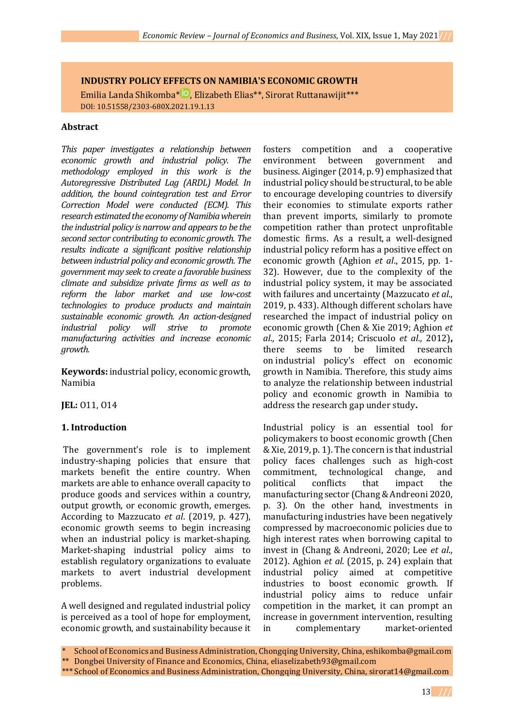# INDUSTRY POLICY EFFECTS ON NAMIBIA'S ECONOMIC GROWTH

Emilia Landa Shikomba*, Elizabeth Elias**, Sirorat Ruttanawijit***

DOI: 10.51558/2303-680X.2021.19.1.13

### Abstract

*This paper investigates a relationship between economic growth and industrial policy. The methodology employed in this work is the Autoregressive Distributed Lag (ARDL) Model. In addition, the bound cointegration test and Error Correction Model were conducted (ECM). This research estimated the economy of Namibia wherein the industrial policy is narrow and appears to be the second sector contributing to economic growth. The results indicate a significant positive relationship between industrial policy and economic growth. The government may seek to create a favorable business climate and subsidize private firms as well as to reform the labor market and use low-cost technologies to produce products and maintain sustainable economic growth. An action-designed industrial policy will strive to promote manufacturing activities and increase economic growth.*

**Keywords:** industrial policy, economic growth, Namibia

**JEL:** O11, O14

## 1. Introduction

The government's role is to implement industry-shaping policies that ensure that markets benefit the entire country. When markets are able to enhance overall capacity to produce goods and services within a country, output growth, or economic growth, emerges. According to Mazzucato *et al*. (2019, p. 427), economic growth seems to begin increasing when an industrial policy is market-shaping. Market-shaping industrial policy aims to establish regulatory organizations to evaluate markets to avert industrial development problems.

A well designed and regulated industrial policy is perceived as a tool of hope for employment, economic growth, and sustainability because it fosters competition and a cooperative environment between government and business. Aiginger (2014, p. 9) emphasized that industrial policy should be structural, to be able to encourage developing countries to diversify their economies to stimulate exports rather than prevent imports, similarly to promote competition rather than protect unprofitable domestic firms. As a result, a well-designed industrial policy reform has a positive effect on economic growth (Aghion *et al*., 2015, pp. 1-32). However, due to the complexity of the industrial policy system, it may be associated with failures and uncertainty (Mazzucato *et al*., 2019, p. 433). Although different scholars have researched the impact of industrial policy on economic growth (Chen & Xie 2019; Aghion *et al*., 2015; Farla 2014; Criscuolo *et al*., 2012), there seems to be limited research on industrial policy's effect on economic growth in Namibia. Therefore, this study aims to analyze the relationship between industrial policy and economic growth in Namibia to address the research gap under study.

Industrial policy is an essential tool for policymakers to boost economic growth (Chen & Xie, 2019, p. 1). The concern is that industrial policy faces challenges such as high-cost commitment, technological change, and political conflicts that impact the manufacturing sector (Chang & Andreoni 2020, p. 3). On the other hand, investments in manufacturing industries have been negatively compressed by macroeconomic policies due to high interest rates when borrowing capital to invest in (Chang & Andreoni, 2020; Lee *et al*., 2012). Aghion *et al*. (2015, p. 24) explain that industrial policy aimed at competitive industries to boost economic growth. If industrial policy aims to reduce unfair competition in the market, it can prompt an increase in government intervention, resulting in complementary market-oriented

\* School of Economics and Business Administration, Chongqing University, China, eshikomba@gmail.com

\** Dongbei University of Finance and Economics, China, eliaselizabeth93@gmail.com

\*** School of Economics and Business Administration, Chongqing University, China, sirorat14@gmail.com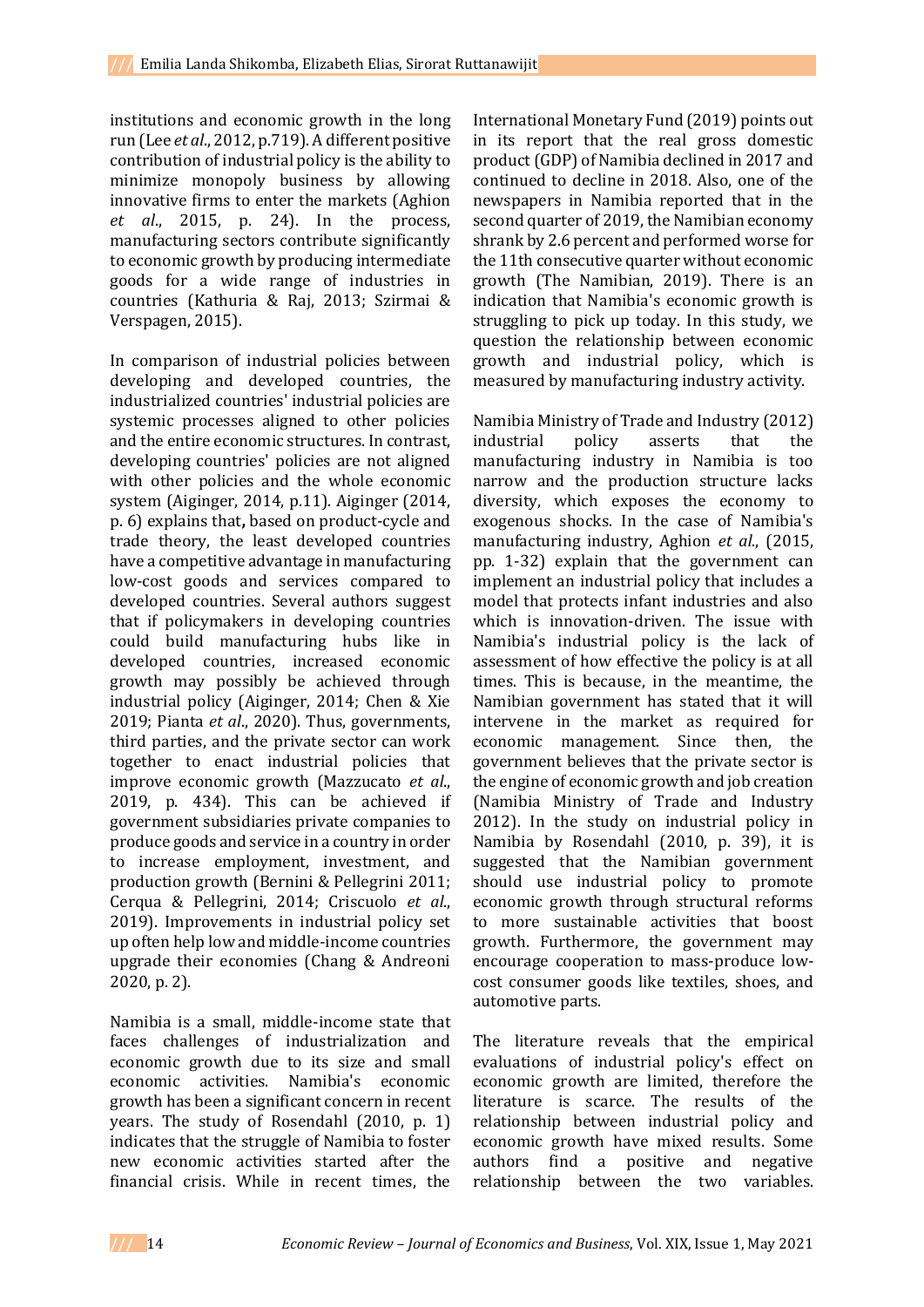institutions and economic growth in the long run (Lee *et al*., 2012, p.719). A different positive contribution of industrial policy is the ability to minimize monopoly business by allowing innovative firms to enter the markets (Aghion *et al*., 2015, p. 24). In the process, manufacturing sectors contribute significantly to economic growth by producing intermediate goods for a wide range of industries in countries (Kathuria & Raj, 2013; Szirmai & Verspagen, 2015).

In comparison of industrial policies between developing and developed countries, the industrialized countries' industrial policies are systemic processes aligned to other policies and the entire economic structures. In contrast, developing countries' policies are not aligned with other policies and the whole economic system (Aiginger, 2014, p.11). Aiginger (2014, p. 6) explains that**,** based on product-cycle and trade theory, the least developed countries have a competitive advantage in manufacturing low-cost goods and services compared to developed countries. Several authors suggest that if policymakers in developing countries could build manufacturing hubs like in developed countries, increased economic growth may possibly be achieved through industrial policy (Aiginger, 2014; Chen & Xie 2019; Pianta *et al*., 2020). Thus, governments, third parties, and the private sector can work together to enact industrial policies that improve economic growth (Mazzucato *et al*., 2019, p. 434). This can be achieved if government subsidiaries private companies to produce goods and service in a country in order to increase employment, investment, and production growth (Bernini & Pellegrini 2011; Cerqua & Pellegrini, 2014; Criscuolo *et al*., 2019). Improvements in industrial policy set up often help low and middle-income countries upgrade their economies (Chang & Andreoni 2020, p. 2).

Namibia is a small, middle-income state that faces challenges of industrialization and economic growth due to its size and small economic activities. Namibia's economic growth has been a significant concern in recent years. The study of Rosendahl (2010, p. 1) indicates that the struggle of Namibia to foster new economic activities started after the financial crisis. While in recent times, the International Monetary Fund (2019) points out in its report that the real gross domestic product (GDP) of Namibia declined in 2017 and continued to decline in 2018. Also, one of the newspapers in Namibia reported that in the second quarter of 2019, the Namibian economy shrank by 2.6 percent and performed worse for the 11th consecutive quarter without economic growth (The Namibian, 2019). There is an indication that Namibia's economic growth is struggling to pick up today. In this study, we question the relationship between economic growth and industrial policy, which is measured by manufacturing industry activity.

Namibia Ministry of Trade and Industry (2012) industrial policy asserts that the manufacturing industry in Namibia is too narrow and the production structure lacks diversity, which exposes the economy to exogenous shocks. In the case of Namibia's manufacturing industry, Aghion *et al*., (2015, pp. 1-32) explain that the government can implement an industrial policy that includes a model that protects infant industries and also which is innovation-driven. The issue with Namibia's industrial policy is the lack of assessment of how effective the policy is at all times. This is because, in the meantime, the Namibian government has stated that it will intervene in the market as required for economic management. Since then, the government believes that the private sector is the engine of economic growth and job creation (Namibia Ministry of Trade and Industry 2012). In the study on industrial policy in Namibia by Rosendahl (2010, p. 39), it is suggested that the Namibian government should use industrial policy to promote economic growth through structural reforms to more sustainable activities that boost growth. Furthermore, the government may encourage cooperation to mass-produce low-cost consumer goods like textiles, shoes, and automotive parts.

The literature reveals that the empirical evaluations of industrial policy's effect on economic growth are limited, therefore the literature is scarce. The results of the relationship between industrial policy and economic growth have mixed results. Some authors find a positive and negative relationship between the two variables.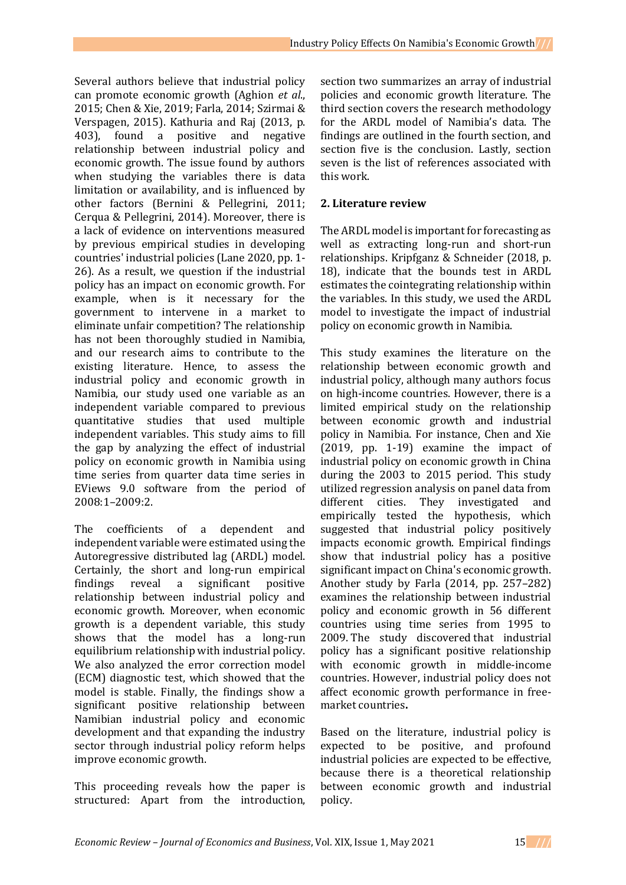Several authors believe that industrial policy can promote economic growth (Aghion *et al*., 2015; Chen & Xie, 2019; Farla, 2014; Szirmai & Verspagen, 2015). Kathuria and Raj (2013, p. 403), found a positive and negative relationship between industrial policy and economic growth. The issue found by authors when studying the variables there is data limitation or availability, and is influenced by other factors (Bernini & Pellegrini, 2011; Cerqua & Pellegrini, 2014). Moreover, there is a lack of evidence on interventions measured by previous empirical studies in developing countries' industrial policies (Lane 2020, pp. 1-26). As a result, we question if the industrial policy has an impact on economic growth. For example, when is it necessary for the government to intervene in a market to eliminate unfair competition? The relationship has not been thoroughly studied in Namibia, and our research aims to contribute to the existing literature. Hence, to assess the industrial policy and economic growth in Namibia, our study used one variable as an independent variable compared to previous quantitative studies that used multiple independent variables. This study aims to fill the gap by analyzing the effect of industrial policy on economic growth in Namibia using time series from quarter data time series in EViews 9.0 software from the period of 2008:1–2009:2.

The coefficients of a dependent and independent variable were estimated using the Autoregressive distributed lag (ARDL) model. Certainly, the short and long-run empirical findings reveal a significant positive relationship between industrial policy and economic growth. Moreover, when economic growth is a dependent variable, this study shows that the model has a long-run equilibrium relationship with industrial policy. We also analyzed the error correction model (ECM) diagnostic test, which showed that the model is stable. Finally, the findings show a significant positive relationship between Namibian industrial policy and economic development and that expanding the industry sector through industrial policy reform helps improve economic growth.

This proceeding reveals how the paper is structured: Apart from the introduction, section two summarizes an array of industrial policies and economic growth literature. The third section covers the research methodology for the ARDL model of Namibia's data. The findings are outlined in the fourth section, and section five is the conclusion. Lastly, section seven is the list of references associated with this work.

## 2. Literature review

The ARDL model is important for forecasting as well as extracting long-run and short-run relationships. Kripfganz & Schneider (2018, p. 18), indicate that the bounds test in ARDL estimates the cointegrating relationship within the variables. In this study, we used the ARDL model to investigate the impact of industrial policy on economic growth in Namibia.

This study examines the literature on the relationship between economic growth and industrial policy, although many authors focus on high-income countries. However, there is a limited empirical study on the relationship between economic growth and industrial policy in Namibia. For instance, Chen and Xie (2019, pp. 1-19) examine the impact of industrial policy on economic growth in China during the 2003 to 2015 period. This study utilized regression analysis on panel data from different cities. They investigated and empirically tested the hypothesis, which suggested that industrial policy positively impacts economic growth. Empirical findings show that industrial policy has a positive significant impact on China's economic growth. Another study by Farla (2014, pp. 257–282) examines the relationship between industrial policy and economic growth in 56 different countries using time series from 1995 to 2009. The study discovered that industrial policy has a significant positive relationship with economic growth in middle-income countries. However, industrial policy does not affect economic growth performance in free-market countries.

Based on the literature, industrial policy is expected to be positive, and profound industrial policies are expected to be effective, because there is a theoretical relationship between economic growth and industrial policy.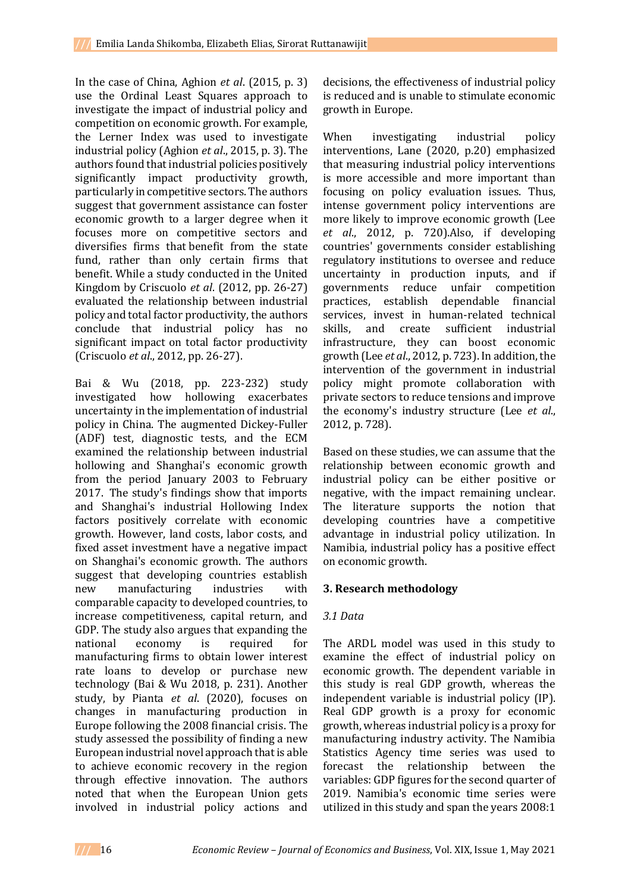In the case of China, Aghion *et al*. (2015, p. 3) use the Ordinal Least Squares approach to investigate the impact of industrial policy and competition on economic growth. For example, the Lerner Index was used to investigate industrial policy (Aghion *et al*., 2015, p. 3). The authors found that industrial policies positively significantly impact productivity growth, particularly in competitive sectors. The authors suggest that government assistance can foster economic growth to a larger degree when it focuses more on competitive sectors and diversifies firms that benefit from the state fund, rather than only certain firms that benefit. While a study conducted in the United Kingdom by Criscuolo *et al*. (2012, pp. 26-27) evaluated the relationship between industrial policy and total factor productivity, the authors conclude that industrial policy has no significant impact on total factor productivity (Criscuolo *et al*., 2012, pp. 26-27).

Bai & Wu (2018, pp. 223-232) study investigated how hollowing exacerbates uncertainty in the implementation of industrial policy in China. The augmented Dickey-Fuller (ADF) test, diagnostic tests, and the ECM examined the relationship between industrial hollowing and Shanghai's economic growth from the period January 2003 to February 2017. The study's findings show that imports and Shanghai's industrial Hollowing Index factors positively correlate with economic growth. However, land costs, labor costs, and fixed asset investment have a negative impact on Shanghai's economic growth. The authors suggest that developing countries establish new manufacturing industries with comparable capacity to developed countries, to increase competitiveness, capital return, and GDP. The study also argues that expanding the national economy is required for manufacturing firms to obtain lower interest rate loans to develop or purchase new technology (Bai & Wu 2018, p. 231). Another study, by Pianta *et al*. (2020), focuses on changes in manufacturing production in Europe following the 2008 financial crisis. The study assessed the possibility of finding a new European industrial novel approach that is able to achieve economic recovery in the region through effective innovation. The authors noted that when the European Union gets involved in industrial policy actions and decisions, the effectiveness of industrial policy is reduced and is unable to stimulate economic growth in Europe.

When investigating industrial policy interventions, Lane (2020, p.20) emphasized that measuring industrial policy interventions is more accessible and more important than focusing on policy evaluation issues. Thus, intense government policy interventions are more likely to improve economic growth (Lee *et al*., 2012, p. 720).Also, if developing countries' governments consider establishing regulatory institutions to oversee and reduce uncertainty in production inputs, and if governments reduce unfair competition practices, establish dependable financial services, invest in human-related technical skills, and create sufficient industrial infrastructure, they can boost economic growth (Lee *et al*., 2012, p. 723). In addition, the intervention of the government in industrial policy might promote collaboration with private sectors to reduce tensions and improve the economy's industry structure (Lee *et al*., 2012, p. 728).

Based on these studies, we can assume that the relationship between economic growth and industrial policy can be either positive or negative, with the impact remaining unclear. The literature supports the notion that developing countries have a competitive advantage in industrial policy utilization. In Namibia, industrial policy has a positive effect on economic growth.

## 3. Research methodology

### *3.1 Data*

The ARDL model was used in this study to examine the effect of industrial policy on economic growth. The dependent variable in this study is real GDP growth, whereas the independent variable is industrial policy (IP). Real GDP growth is a proxy for economic growth, whereas industrial policy is a proxy for manufacturing industry activity. The Namibia Statistics Agency time series was used to forecast the relationship between the variables: GDP figures for the second quarter of 2019. Namibia's economic time series were utilized in this study and span the years 2008:1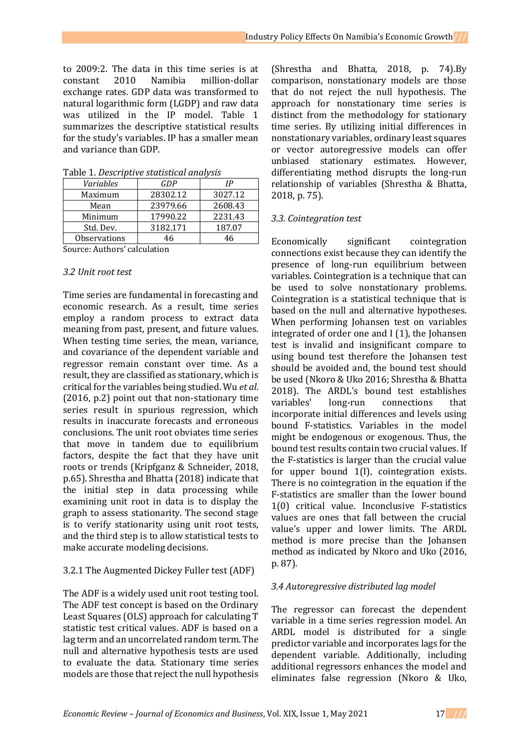to 2009:2. The data in this time series is at constant 2010 Namibia million-dollar exchange rates. GDP data was transformed to natural logarithmic form (LGDP) and raw data was utilized in the IP model. Table 1 summarizes the descriptive statistical results for the study's variables. IP has a smaller mean and variance than GDP.

Table 1. *Descriptive statistical analysis*

| *Variables* | *GDP* | *IP* |
|---|---|---|
| Maximum | 28302.12 | 3027.12 |
| Mean | 23979.66 | 2608.43 |
| Minimum | 17990.22 | 2231.43 |
| Std. Dev. | 3182.171 | 187.07 |
| Observations | 46 | 46 |

Source: Authors' calculation

### *3.2 Unit root test*

Time series are fundamental in forecasting and economic research. As a result, time series employ a random process to extract data meaning from past, present, and future values. When testing time series, the mean, variance, and covariance of the dependent variable and regressor remain constant over time. As a result, they are classified as stationary, which is critical for the variables being studied. Wu *et al.* (2016, p.2) point out that non-stationary time series result in spurious regression, which results in inaccurate forecasts and erroneous conclusions. The unit root obviates time series that move in tandem due to equilibrium factors, despite the fact that they have unit roots or trends (Kripfganz & Schneider, 2018, p.65). Shrestha and Bhatta (2018) indicate that the initial step in data processing while examining unit root in data is to display the graph to assess stationarity. The second stage is to verify stationarity using unit root tests, and the third step is to allow statistical tests to make accurate modeling decisions.

#### 3.2.1 The Augmented Dickey Fuller test (ADF)

The ADF is a widely used unit root testing tool. The ADF test concept is based on the Ordinary Least Squares (OLS) approach for calculating T statistic test critical values. ADF is based on a lag term and an uncorrelated random term. The null and alternative hypothesis tests are used to evaluate the data. Stationary time series models are those that reject the null hypothesis (Shrestha and Bhatta, 2018, p. 74).By comparison, nonstationary models are those that do not reject the null hypothesis. The approach for nonstationary time series is distinct from the methodology for stationary time series. By utilizing initial differences in nonstationary variables, ordinary least squares or vector autoregressive models can offer unbiased stationary estimates. However, differentiating method disrupts the long-run relationship of variables (Shrestha & Bhatta, 2018, p. 75).

### *3.3. Cointegration test*

Economically significant cointegration connections exist because they can identify the presence of long-run equilibrium between variables. Cointegration is a technique that can be used to solve nonstationary problems. Cointegration is a statistical technique that is based on the null and alternative hypotheses. When performing Johansen test on variables integrated of order one and I (1), the Johansen test is invalid and insignificant compare to using bound test therefore the Johansen test should be avoided and, the bound test should be used (Nkoro & Uko 2016; Shrestha & Bhatta 2018). The ARDL's bound test establishes variables' long-run connections that incorporate initial differences and levels using bound F-statistics. Variables in the model might be endogenous or exogenous. Thus, the bound test results contain two crucial values. If the F-statistics is larger than the crucial value for upper bound 1(I), cointegration exists. There is no cointegration in the equation if the F-statistics are smaller than the lower bound 1(0) critical value. Inconclusive F-statistics values are ones that fall between the crucial value's upper and lower limits. The ARDL method is more precise than the Johansen method as indicated by Nkoro and Uko (2016, p. 87).

### *3.4 Autoregressive distributed lag model*

The regressor can forecast the dependent variable in a time series regression model. An ARDL model is distributed for a single predictor variable and incorporates lags for the dependent variable. Additionally, including additional regressors enhances the model and eliminates false regression (Nkoro & Uko,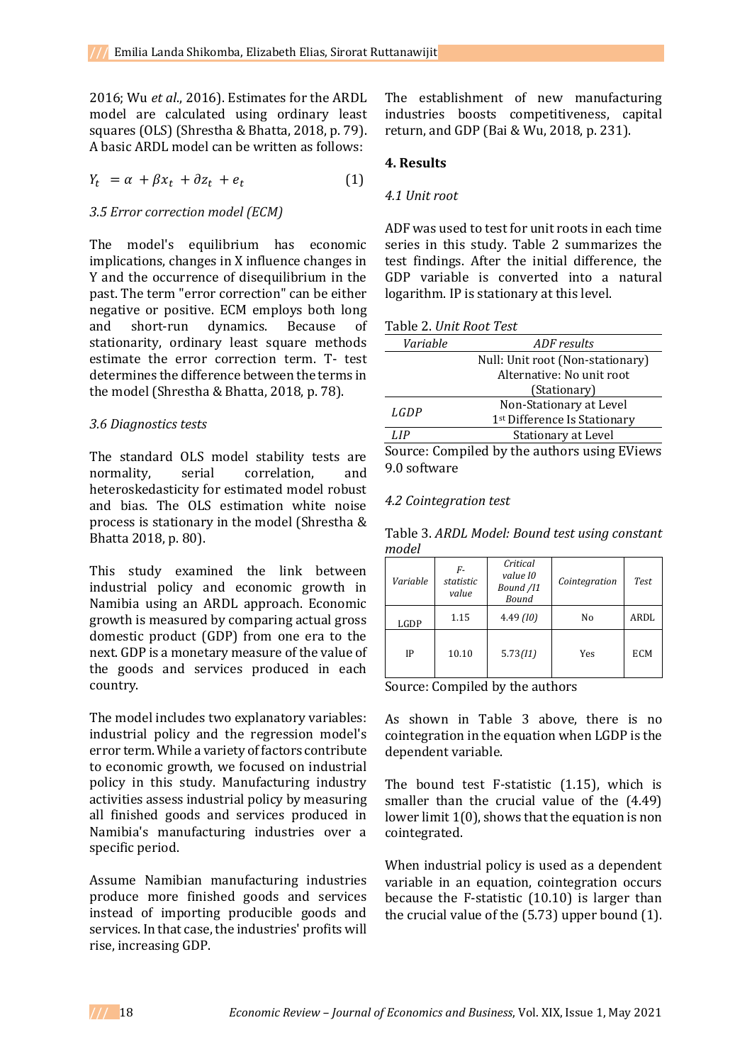2016; Wu *et al*., 2016). Estimates for the ARDL model are calculated using ordinary least squares (OLS) (Shrestha & Bhatta, 2018, p. 79). A basic ARDL model can be written as follows:

$$Y_t \ = \alpha \ + \beta x_t \ + \partial z_t \ + e_t \tag{1}$$

### *3.5 Error correction model (ECM)*

The model's equilibrium has economic implications, changes in X influence changes in Y and the occurrence of disequilibrium in the past. The term "error correction" can be either negative or positive. ECM employs both long and short-run dynamics. Because of stationarity, ordinary least square methods estimate the error correction term. T- test determines the difference between the terms in the model (Shrestha & Bhatta, 2018, p. 78).

### *3.6 Diagnostics tests*

The standard OLS model stability tests are normality, serial correlation, and heteroskedasticity for estimated model robust and bias. The OLS estimation white noise process is stationary in the model (Shrestha & Bhatta 2018, p. 80).

This study examined the link between industrial policy and economic growth in Namibia using an ARDL approach. Economic growth is measured by comparing actual gross domestic product (GDP) from one era to the next. GDP is a monetary measure of the value of the goods and services produced in each country.

The model includes two explanatory variables: industrial policy and the regression model's error term. While a variety of factors contribute to economic growth, we focused on industrial policy in this study. Manufacturing industry activities assess industrial policy by measuring all finished goods and services produced in Namibia's manufacturing industries over a specific period.

Assume Namibian manufacturing industries produce more finished goods and services instead of importing producible goods and services. In that case, the industries' profits will rise, increasing GDP. The establishment of new manufacturing industries boosts competitiveness, capital return, and GDP (Bai & Wu, 2018, p. 231).

## 4. Results

### *4.1 Unit root*

ADF was used to test for unit roots in each time series in this study. Table 2 summarizes the test findings. After the initial difference, the GDP variable is converted into a natural logarithm. IP is stationary at this level.

Table 2. *Unit Root Test*

| *Variable* | *ADF results* |
|---|---|
| | Null: Unit root (Non-stationary)<br>Alternative: No unit root (Stationary) |
| *LGDP* | Non-Stationary at Level<br>1st Difference Is Stationary |
| *LIP* | Stationary at Level |

Source: Compiled by the authors using EViews 9.0 software

### *4.2 Cointegration test*

Table 3. *ARDL Model: Bound test using constant model*

| *Variable* | *F-statistic value* | *Critical value I0 Bound /I1 Bound* | *Cointegration* | *Test* |
|---|---|---|---|---|
| LGDP | 1.15 | 4.49 *(I0)* | No | ARDL |
| IP | 10.10 | 5.73*(I1)* | Yes | ECM |

Source: Compiled by the authors

As shown in Table 3 above, there is no cointegration in the equation when LGDP is the dependent variable.

The bound test F-statistic (1.15), which is smaller than the crucial value of the (4.49) lower limit 1(0), shows that the equation is non cointegrated.

When industrial policy is used as a dependent variable in an equation, cointegration occurs because the F-statistic (10.10) is larger than the crucial value of the (5.73) upper bound (1).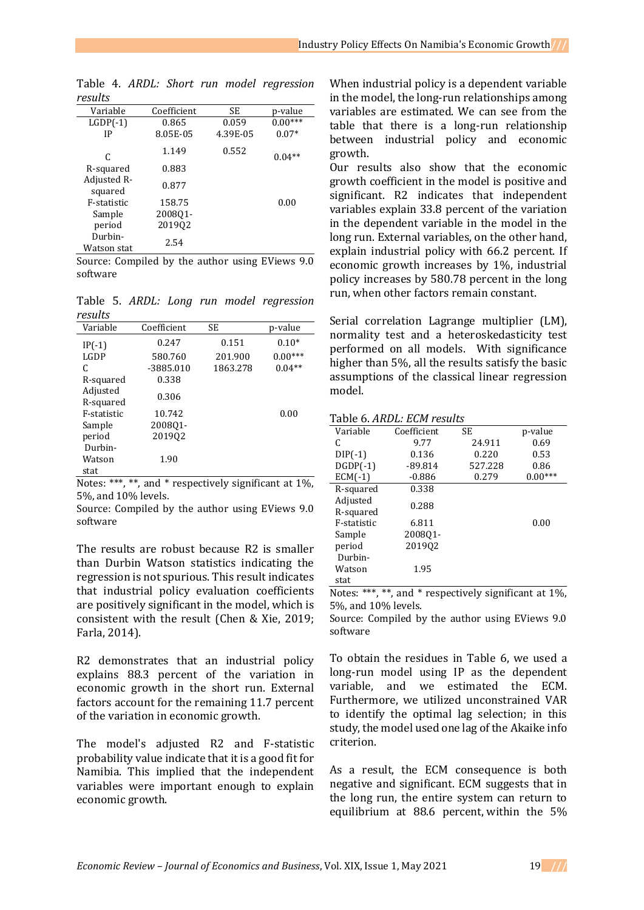Table 4. *ARDL: Short run model regression results*

| Variable | Coefficient | SE | p-value |
|---|---|---|---|
| LGDP(-1) | 0.865 | 0.059 | 0.00*** |
| IP | 8.05E-05 | 4.39E-05 | 0.07* |
| C | 1.149 | 0.552 | 0.04** |
| R-squared | 0.883 | | |
| Adjusted R-squared | 0.877 | | |
| F-statistic | 158.75 | | 0.00 |
| Sample period | 2008Q1-2019Q2 | | |
| Durbin-Watson stat | 2.54 | | |

Source: Compiled by the author using EViews 9.0 software

Table 5. *ARDL: Long run model regression results*

| Variable | Coefficient | SE | p-value |
|---|---|---|---|
| IP(-1) | 0.247 | 0.151 | 0.10* |
| LGDP | 580.760 | 201.900 | 0.00*** |
| C | -3885.010 | 1863.278 | 0.04** |
| R-squared | 0.338 | | |
| Adjusted R-squared | 0.306 | | |
| F-statistic | 10.742 | | 0.00 |
| Sample period | 2008Q1-2019Q2 | | |
| Durbin-Watson stat | 1.90 | | |

Notes: ***, **, and * respectively significant at 1%, 5%, and 10% levels.

Source: Compiled by the author using EViews 9.0 software

The results are robust because R2 is smaller than Durbin Watson statistics indicating the regression is not spurious. This result indicates that industrial policy evaluation coefficients are positively significant in the model, which is consistent with the result (Chen & Xie, 2019; Farla, 2014).

R2 demonstrates that an industrial policy explains 88.3 percent of the variation in economic growth in the short run. External factors account for the remaining 11.7 percent of the variation in economic growth.

The model's adjusted R2 and F-statistic probability value indicate that it is a good fit for Namibia. This implied that the independent variables were important enough to explain economic growth.

When industrial policy is a dependent variable in the model, the long-run relationships among variables are estimated. We can see from the table that there is a long-run relationship between industrial policy and economic growth.

Our results also show that the economic growth coefficient in the model is positive and significant. R2 indicates that independent variables explain 33.8 percent of the variation in the dependent variable in the model in the long run. External variables, on the other hand, explain industrial policy with 66.2 percent. If economic growth increases by 1%, industrial policy increases by 580.78 percent in the long run, when other factors remain constant.

Serial correlation Lagrange multiplier (LM), normality test and a heteroskedasticity test performed on all models. With significance higher than 5%, all the results satisfy the basic assumptions of the classical linear regression model.

Table 6. *ARDL: ECM results*

| Variable | Coefficient | SE | p-value |
|---|---|---|---|
| C | 9.77 | 24.911 | 0.69 |
| DIP(-1) | 0.136 | 0.220 | 0.53 |
| DGDP(-1) | -89.814 | 527.228 | 0.86 |
| ECM(-1) | -0.886 | 0.279 | 0.00*** |
| R-squared | 0.338 | | |
| Adjusted R-squared | 0.288 | | |
| F-statistic | 6.811 | | 0.00 |
| Sample period | 2008Q1-2019Q2 | | |
| Durbin-Watson stat | 1.95 | | |

Notes: ***, **, and * respectively significant at 1%, 5%, and 10% levels.

Source: Compiled by the author using EViews 9.0 software

To obtain the residues in Table 6, we used a long-run model using IP as the dependent variable, and we estimated the ECM. Furthermore, we utilized unconstrained VAR to identify the optimal lag selection; in this study, the model used one lag of the Akaike info criterion.

As a result, the ECM consequence is both negative and significant. ECM suggests that in the long run, the entire system can return to equilibrium at 88.6 percent, within the 5%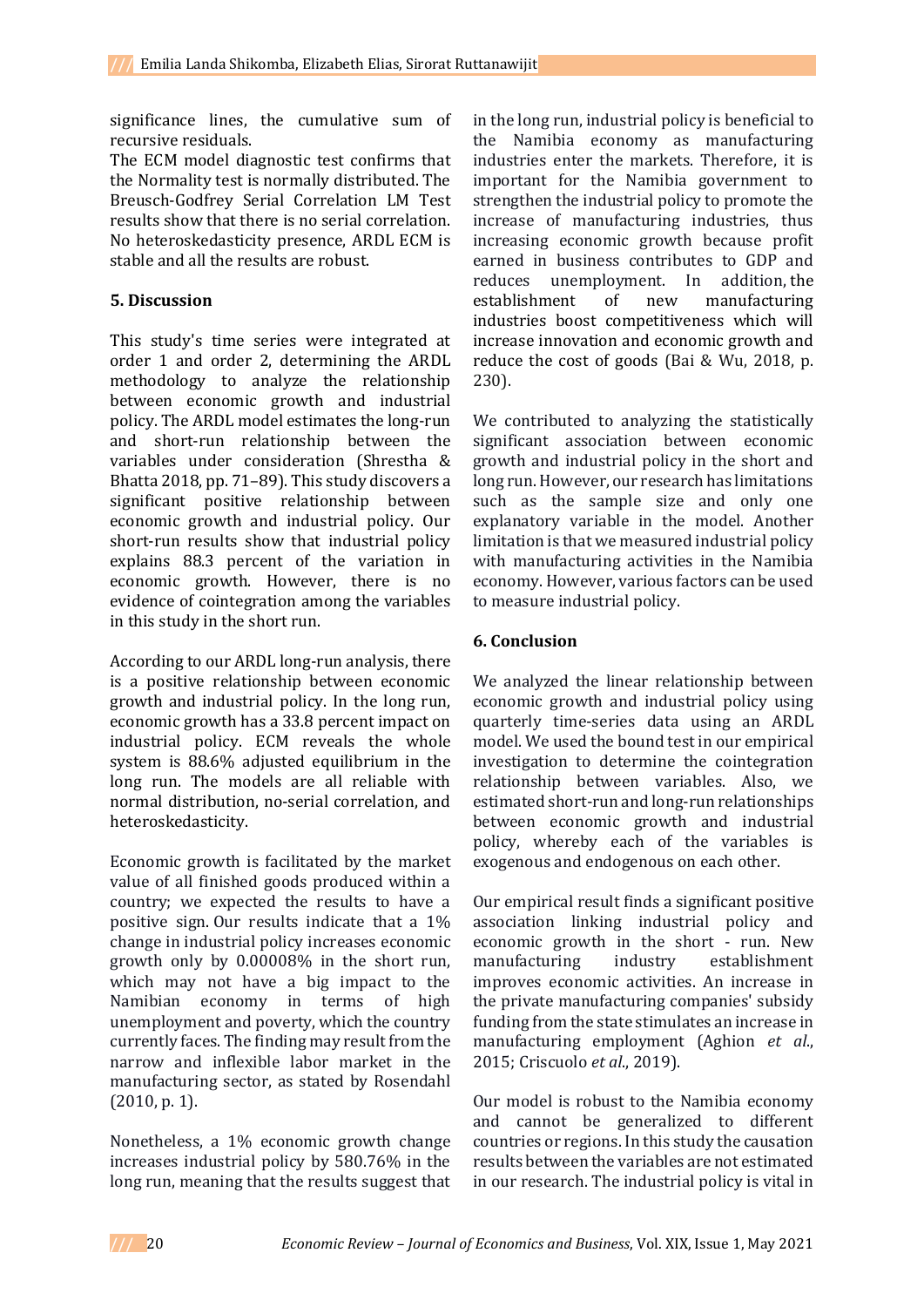significance lines, the cumulative sum of recursive residuals.

The ECM model diagnostic test confirms that the Normality test is normally distributed. The Breusch-Godfrey Serial Correlation LM Test results show that there is no serial correlation. No heteroskedasticity presence, ARDL ECM is stable and all the results are robust.

## 5. Discussion

This study's time series were integrated at order 1 and order 2, determining the ARDL methodology to analyze the relationship between economic growth and industrial policy. The ARDL model estimates the long-run and short-run relationship between the variables under consideration (Shrestha & Bhatta 2018, pp. 71–89). This study discovers a significant positive relationship between economic growth and industrial policy. Our short-run results show that industrial policy explains 88.3 percent of the variation in economic growth. However, there is no evidence of cointegration among the variables in this study in the short run.

According to our ARDL long-run analysis, there is a positive relationship between economic growth and industrial policy. In the long run, economic growth has a 33.8 percent impact on industrial policy. ECM reveals the whole system is 88.6% adjusted equilibrium in the long run. The models are all reliable with normal distribution, no-serial correlation, and heteroskedasticity.

Economic growth is facilitated by the market value of all finished goods produced within a country; we expected the results to have a positive sign. Our results indicate that a 1% change in industrial policy increases economic growth only by 0.00008% in the short run, which may not have a big impact to the Namibian economy in terms of high unemployment and poverty, which the country currently faces. The finding may result from the narrow and inflexible labor market in the manufacturing sector, as stated by Rosendahl (2010, p. 1).

Nonetheless, a 1% economic growth change increases industrial policy by 580.76% in the long run, meaning that the results suggest that in the long run, industrial policy is beneficial to the Namibia economy as manufacturing industries enter the markets. Therefore, it is important for the Namibia government to strengthen the industrial policy to promote the increase of manufacturing industries, thus increasing economic growth because profit earned in business contributes to GDP and reduces unemployment. In addition, the establishment of new manufacturing industries boost competitiveness which will increase innovation and economic growth and reduce the cost of goods (Bai & Wu, 2018, p. 230).

We contributed to analyzing the statistically significant association between economic growth and industrial policy in the short and long run. However, our research has limitations such as the sample size and only one explanatory variable in the model. Another limitation is that we measured industrial policy with manufacturing activities in the Namibia economy. However, various factors can be used to measure industrial policy.

## 6. Conclusion

We analyzed the linear relationship between economic growth and industrial policy using quarterly time-series data using an ARDL model. We used the bound test in our empirical investigation to determine the cointegration relationship between variables. Also, we estimated short-run and long-run relationships between economic growth and industrial policy, whereby each of the variables is exogenous and endogenous on each other.

Our empirical result finds a significant positive association linking industrial policy and economic growth in the short - run. New manufacturing industry establishment improves economic activities. An increase in the private manufacturing companies' subsidy funding from the state stimulates an increase in manufacturing employment (Aghion *et al.*, 2015; Criscuolo *et al.*, 2019).

Our model is robust to the Namibia economy and cannot be generalized to different countries or regions. In this study the causation results between the variables are not estimated in our research. The industrial policy is vital in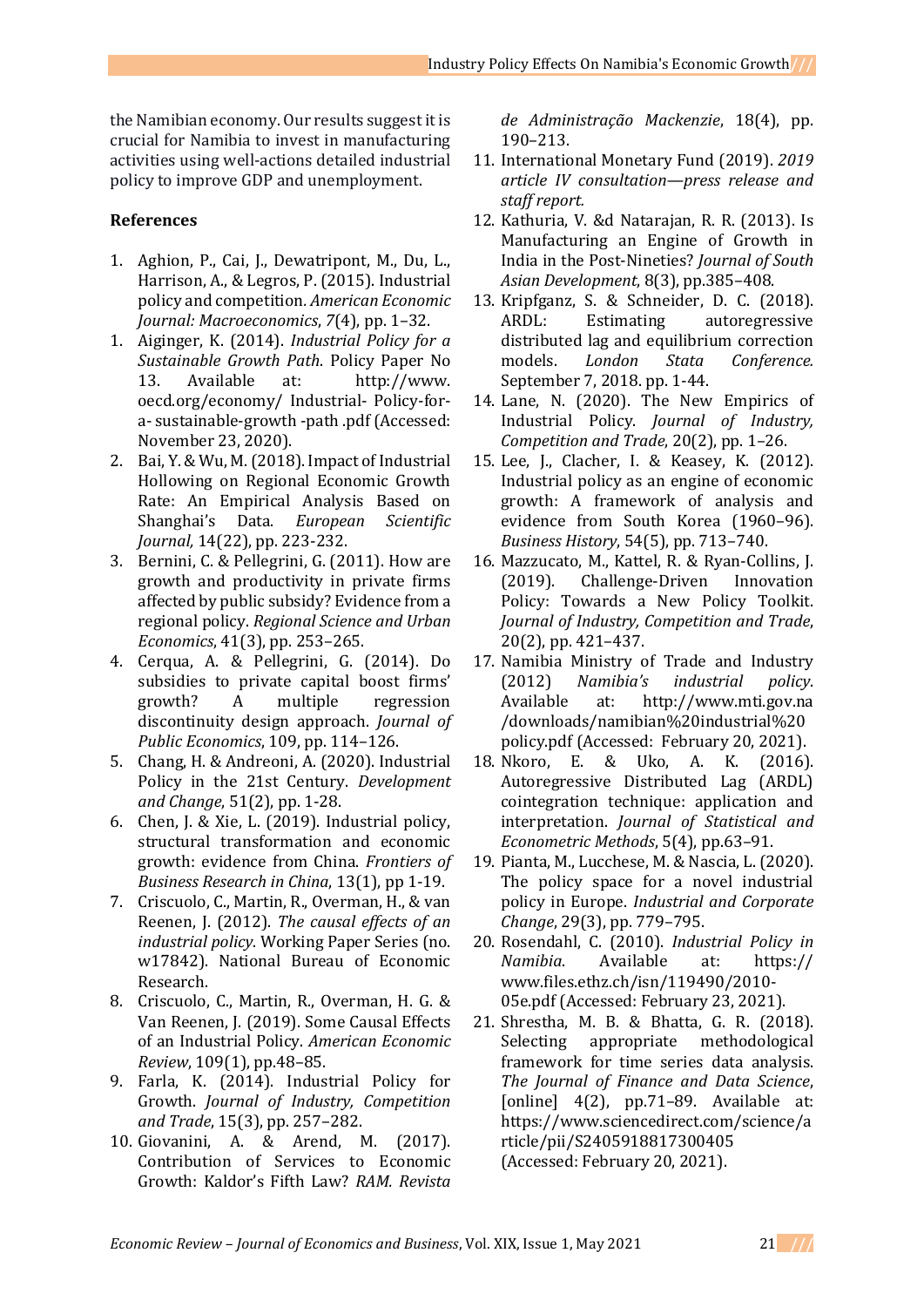the Namibian economy. Our results suggest it is crucial for Namibia to invest in manufacturing activities using well-actions detailed industrial policy to improve GDP and unemployment.

## References

1. Aghion, P., Cai, J., Dewatripont, M., Du, L., Harrison, A., & Legros, P. (2015). Industrial policy and competition. *American Economic Journal: Macroeconomics*, *7*(4), pp. 1–32.
1. Aiginger, K. (2014). *Industrial Policy for a Sustainable Growth Path*. Policy Paper No 13. Available at: http://www. oecd.org/economy/ Industrial- Policy-for-a- sustainable-growth -path .pdf (Accessed: November 23, 2020).
2. Bai, Y. & Wu, M. (2018). Impact of Industrial Hollowing on Regional Economic Growth Rate: An Empirical Analysis Based on Shanghai's Data. *European Scientific Journal,* 14(22), pp. 223-232.
3. Bernini, C. & Pellegrini, G. (2011). How are growth and productivity in private firms affected by public subsidy? Evidence from a regional policy. *Regional Science and Urban Economics*, 41(3), pp. 253–265.
4. Cerqua, A. & Pellegrini, G. (2014). Do subsidies to private capital boost firms' growth? A multiple regression discontinuity design approach. *Journal of Public Economics*, 109, pp. 114–126.
5. Chang, H. & Andreoni, A. (2020). Industrial Policy in the 21st Century. *Development and Change*, 51(2), pp. 1-28.
6. Chen, J. & Xie, L. (2019). Industrial policy, structural transformation and economic growth: evidence from China. *Frontiers of Business Research in China*, 13(1), pp 1-19.
7. Criscuolo, C., Martin, R., Overman, H., & van Reenen, J. (2012). *The causal effects of an industrial policy*. Working Paper Series (no. w17842). National Bureau of Economic Research.
8. Criscuolo, C., Martin, R., Overman, H. G. & Van Reenen, J. (2019). Some Causal Effects of an Industrial Policy. *American Economic Review*, 109(1), pp.48–85.
9. Farla, K. (2014). Industrial Policy for Growth. *Journal of Industry, Competition and Trade*, 15(3), pp. 257–282.
10. Giovanini, A. & Arend, M. (2017). Contribution of Services to Economic Growth: Kaldor's Fifth Law? *RAM. Revista de Administração Mackenzie*, 18(4), pp. 190–213.
11. International Monetary Fund (2019). *2019 article IV consultation—press release and staff report.*
12. Kathuria, V. &d Natarajan, R. R. (2013). Is Manufacturing an Engine of Growth in India in the Post-Nineties? *Journal of South Asian Development*, 8(3), pp.385–408.
13. Kripfganz, S. & Schneider, D. C. (2018). ARDL: Estimating autoregressive distributed lag and equilibrium correction models. *London Stata Conference.* September 7, 2018. pp. 1-44.
14. Lane, N. (2020). The New Empirics of Industrial Policy. *Journal of Industry, Competition and Trade*, 20(2), pp. 1–26.
15. Lee, J., Clacher, I. & Keasey, K. (2012). Industrial policy as an engine of economic growth: A framework of analysis and evidence from South Korea (1960–96). *Business History*, 54(5), pp. 713–740.
16. Mazzucato, M., Kattel, R. & Ryan-Collins, J. (2019). Challenge-Driven Innovation Policy: Towards a New Policy Toolkit. *Journal of Industry, Competition and Trade*, 20(2), pp. 421–437.
17. Namibia Ministry of Trade and Industry (2012) *Namibia's industrial policy*. Available at: http://www.mti.gov.na /downloads/namibian%20industrial%20 policy.pdf (Accessed: February 20, 2021).
18. Nkoro, E. & Uko, A. K. (2016). Autoregressive Distributed Lag (ARDL) cointegration technique: application and interpretation. *Journal of Statistical and Econometric Methods*, 5(4), pp.63–91.
19. Pianta, M., Lucchese, M. & Nascia, L. (2020). The policy space for a novel industrial policy in Europe. *Industrial and Corporate Change*, 29(3), pp. 779–795.
20. Rosendahl, C. (2010). *Industrial Policy in Namibia*. Available at: https:// www.files.ethz.ch/isn/119490/2010-05e.pdf (Accessed: February 23, 2021).
21. Shrestha, M. B. & Bhatta, G. R. (2018). Selecting appropriate methodological framework for time series data analysis. *The Journal of Finance and Data Science*, [online] 4(2), pp.71–89. Available at: https://www.sciencedirect.com/science/article/pii/S2405918817300405 (Accessed: February 20, 2021).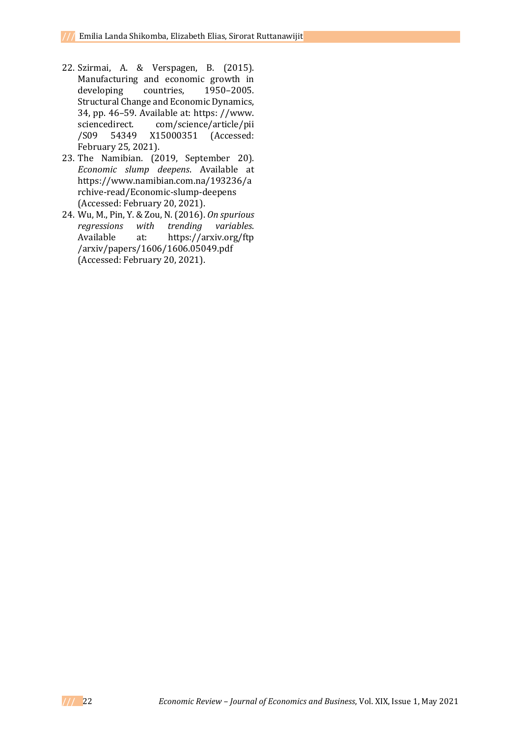22. Szirmai, A. & Verspagen, B. (2015). Manufacturing and economic growth in developing countries, 1950–2005. Structural Change and Economic Dynamics, 34, pp. 46–59. Available at: https: //www. sciencedirect. com/science/article/pii /S09 54349 X15000351 (Accessed: February 25, 2021).
23. The Namibian. (2019, September 20). *Economic slump deepens*. Available at https://www.namibian.com.na/193236/archive-read/Economic-slump-deepens (Accessed: February 20, 2021).
24. Wu, M., Pin, Y. & Zou, N. (2016). *On spurious regressions with trending variables*. Available at: https://arxiv.org/ftp/arxiv/papers/1606/1606.05049.pdf (Accessed: February 20, 2021).